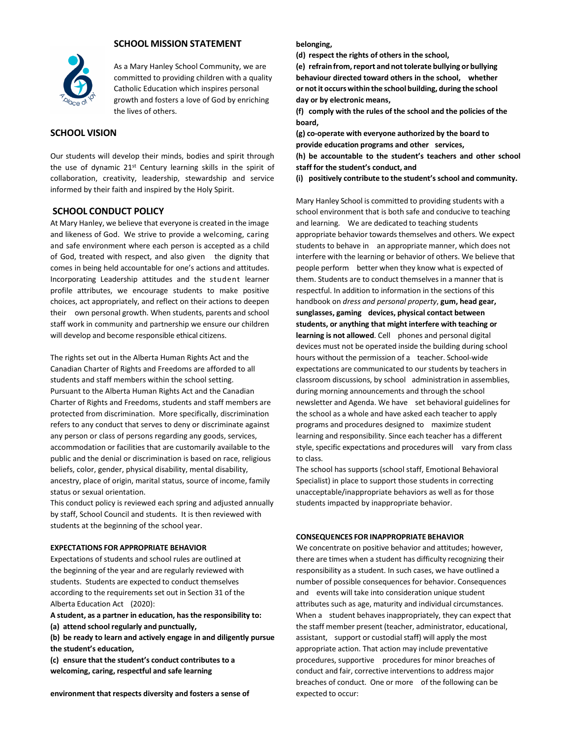## SCHOOL MISSION STATEMENT

As a Mary Hanley School Community, we are committed to providing children with a quality Catholic Education which inspires personal growth and fosters a love of God by enriching the lives of others.

## SCHOOL VISION

Our students will develop their minds, bodies and spirit through the use of dynamic 21st Century learning skills in the spirit of collaboration, creativity, leadership, stewardship and service informed by their faith and inspired by the Holy Spirit.

## SCHOOL CONDUCT POLICY

At Mary Hanley, we believe that everyone is created in the image and likeness of God. We strive to provide a welcoming, caring and safe environment where each person is accepted as a child of God, treated with respect, and also given the dignity that comes in being held accountable for one's actions and attitudes. Incorporating Leadership attitudes and the student learner profile attributes, we encourage students to make positive choices, act appropriately, and reflect on their actions to deepen their own personal growth. When students, parents and school staff work in community and partnership we ensure our children will develop and become responsible ethical citizens.

The rights set out in the Alberta Human Rights Act and the Canadian Charter of Rights and Freedoms are afforded to all students and staff members within the school setting. Pursuant to the Alberta Human Rights Act and the Canadian Charter of Rights and Freedoms, students and staff members are protected from discrimination. More specifically, discrimination refers to any conduct that serves to deny or discriminate against any person or class of persons regarding any goods, services, accommodation or facilities that are customarily available to the public and the denial or discrimination is based on race, religious beliefs, color, gender, physical disability, mental disability, ancestry, place of origin, marital status, source of income, family status or sexual orientation.

This conduct policy is reviewed each spring and adjusted annually by staff, School Council and students. It is then reviewed with students at the beginning of the school year.

### EXPECTATIONS FOR APPROPRIATE BEHAVIOR

Expectations of students and school rules are outlined at the beginning of the year and are regularly reviewed with students. Students are expected to conduct themselves according to the requirements set out in Section 31 of the Alberta Education Act (2020):

**A student, as a partner in education, has the responsibility to:**

**(a) attend school regularly and punctually,**

**(b) be ready to learn and actively engage in and diligently pursue the student's education,**

**(c) ensure that the student's conduct contributes to a welcoming, caring, respectful and safe learning environment that respects diversity and fosters a sense of belonging,**

**(d) respect the rights of others in the school,**

**(e) refrain from, report and not tolerate bullying or bullying behaviour directed toward others in the school, whether or not it occurs within the school building, during the school day or by electronic means,**

**(f) comply with the rules of the school and the policies of the board,**

**(g) co-operate with everyone authorized by the board to provide education programs and other services,**

**(h) be accountable to the student's teachers and other school staff for the student's conduct, and**

**(i) positively contribute to the student's school and community.**

Mary Hanley School is committed to providing students with a school environment that is both safe and conducive to teaching and learning. We are dedicated to teaching students appropriate behavior towards themselves and others. We expect students to behave in an appropriate manner, which does not interfere with the learning or behavior of others. We believe that people perform better when they know what is expected of them. Students are to conduct themselves in a manner that is respectful. In addition to information in the sections of this handbook on *dress and personal property*, **gum, head gear, sunglasses, gaming devices, physical contact between students, or anything that might interfere with teaching or learning is not allowed**. Cell phones and personal digital devices must not be operated inside the building during school hours without the permission of a teacher. School-wide expectations are communicated to our students by teachers in classroom discussions, by school administration in assemblies, during morning announcements and through the school newsletter and Agenda. We have set behavioral guidelines for the school as a whole and have asked each teacher to apply programs and procedures designed to maximize student learning and responsibility. Since each teacher has a different style, specific expectations and procedures will vary from class to class.

The school has supports (school staff, Emotional Behavioral Specialist) in place to support those students in correcting unacceptable/inappropriate behaviors as well as for those students impacted by inappropriate behavior.

### CONSEQUENCES FOR INAPPROPRIATE BEHAVIOR

We concentrate on positive behavior and attitudes; however, there are times when a student has difficulty recognizing their responsibility as a student. In such cases, we have outlined a number of possible consequences for behavior. Consequences and events will take into consideration unique student attributes such as age, maturity and individual circumstances. When a student behaves inappropriately, they can expect that the staff member present (teacher, administrator, educational, assistant, support or custodial staff) will apply the most appropriate action. That action may include preventative procedures, supportive procedures for minor breaches of conduct and fair, corrective interventions to address major breaches of conduct. One or more of the following can be expected to occur: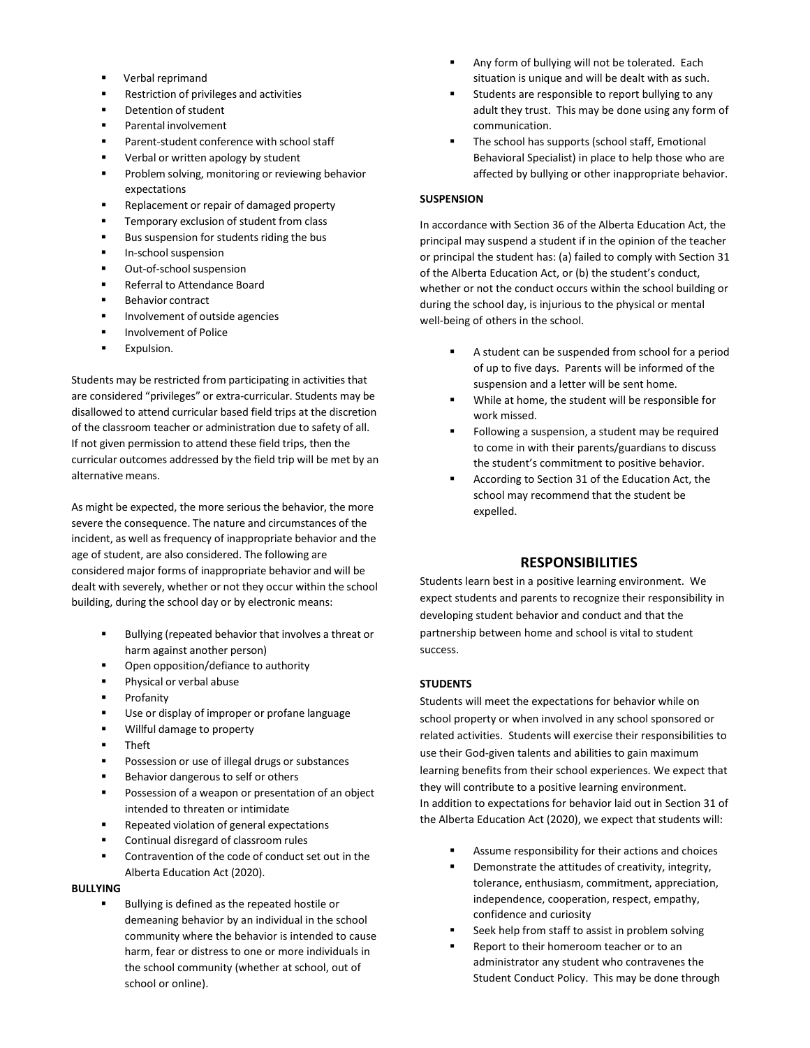- Verbal reprimand
- Restriction of privileges and activities
- Detention of student
- Parental involvement
- Parent-student conference with school staff
- Verbal or written apology by student
- Problem solving, monitoring or reviewing behavior expectations
- Replacement or repair of damaged property
- Temporary exclusion of student from class
- Bus suspension for students riding the bus
- In-school suspension
- Out-of-school suspension
- Referral to Attendance Board
- Behavior contract
- Involvement of outside agencies
- Involvement of Police
- Expulsion.

Students may be restricted from participating in activities that are considered "privileges" or extra-curricular. Students may be disallowed to attend curricular based field trips at the discretion of the classroom teacher or administration due to safety of all. If not given permission to attend these field trips, then the curricular outcomes addressed by the field trip will be met by an alternative means.

As might be expected, the more serious the behavior, the more severe the consequence. The nature and circumstances of the incident, as well as frequency of inappropriate behavior and the age of student, are also considered. The following are considered major forms of inappropriate behavior and will be dealt with severely, whether or not they occur within the school building, during the school day or by electronic means:

- Bullying (repeated behavior that involves a threat or harm against another person)
- Open opposition/defiance to authority
- Physical or verbal abuse
- Profanity
- Use or display of improper or profane language
- Willful damage to property
- Theft
- Possession or use of illegal drugs or substances
- Behavior dangerous to self or others
- Possession of a weapon or presentation of an object intended to threaten or intimidate
- Repeated violation of general expectations
- Continual disregard of classroom rules
- Contravention of the code of conduct set out in the Alberta Education Act (2020).

**BULLYING**

- Bullying is defined as the repeated hostile or demeaning behavior by an individual in the school community where the behavior is intended to cause harm, fear or distress to one or more individuals in the school community (whether at school, out of school or online).
- Any form of bullying will not be tolerated. Each situation is unique and will be dealt with as such.
- Students are responsible to report bullying to any adult they trust. This may be done using any form of communication.
- The school has supports (school staff, Emotional Behavioral Specialist) in place to help those who are affected by bullying or other inappropriate behavior.

**SUSPENSION**

In accordance with Section 36 of the Alberta Education Act, the principal may suspend a student if in the opinion of the teacher or principal the student has: (a) failed to comply with Section 31 of the Alberta Education Act, or (b) the student's conduct, whether or not the conduct occurs within the school building or during the school day, is injurious to the physical or mental well-being of others in the school.

- A student can be suspended from school for a period of up to five days. Parents will be informed of the suspension and a letter will be sent home.
- While at home, the student will be responsible for work missed.
- Following a suspension, a student may be required to come in with their parents/guardians to discuss the student's commitment to positive behavior.
- According to Section 31 of the Education Act, the school may recommend that the student be expelled.

## RESPONSIBILITIES

Students learn best in a positive learning environment. We expect students and parents to recognize their responsibility in developing student behavior and conduct and that the partnership between home and school is vital to student success.

**STUDENTS**

Students will meet the expectations for behavior while on school property or when involved in any school sponsored or related activities. Students will exercise their responsibilities to use their God-given talents and abilities to gain maximum learning benefits from their school experiences. We expect that they will contribute to a positive learning environment.
In addition to expectations for behavior laid out in Section 31 of the Alberta Education Act (2020), we expect that students will:

- Assume responsibility for their actions and choices
- Demonstrate the attitudes of creativity, integrity, tolerance, enthusiasm, commitment, appreciation, independence, cooperation, respect, empathy, confidence and curiosity
- Seek help from staff to assist in problem solving
- Report to their homeroom teacher or to an administrator any student who contravenes the Student Conduct Policy. This may be done through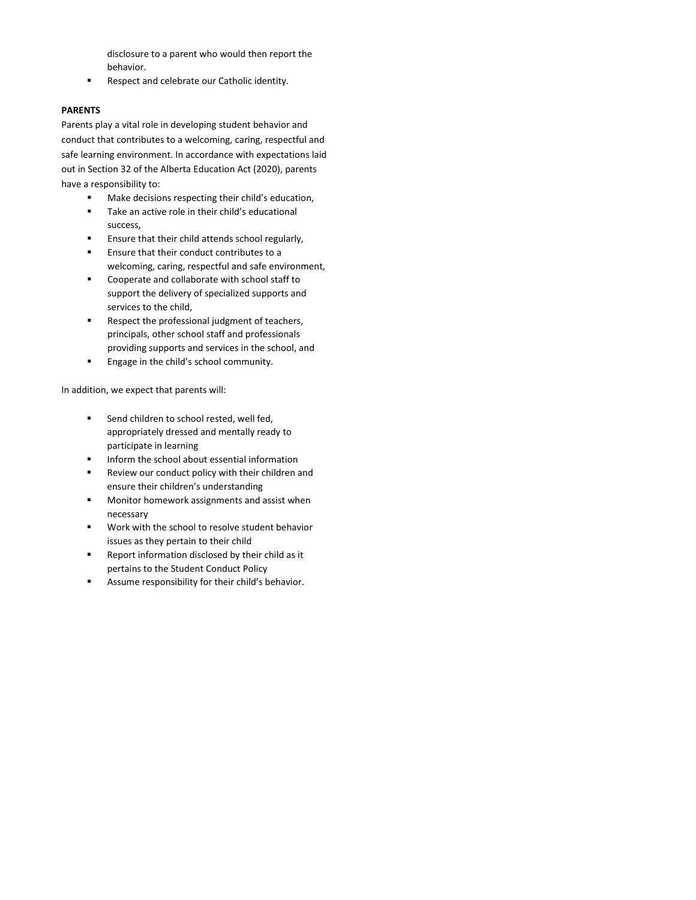disclosure to a parent who would then report the behavior.

- Respect and celebrate our Catholic identity.

**PARENTS**

Parents play a vital role in developing student behavior and conduct that contributes to a welcoming, caring, respectful and safe learning environment. In accordance with expectations laid out in Section 32 of the Alberta Education Act (2020), parents have a responsibility to:

- Make decisions respecting their child's education,
- Take an active role in their child's educational success,
- Ensure that their child attends school regularly,
- Ensure that their conduct contributes to a welcoming, caring, respectful and safe environment,
- Cooperate and collaborate with school staff to support the delivery of specialized supports and services to the child,
- Respect the professional judgment of teachers, principals, other school staff and professionals providing supports and services in the school, and
- Engage in the child's school community.

In addition, we expect that parents will:

- Send children to school rested, well fed, appropriately dressed and mentally ready to participate in learning
- Inform the school about essential information
- Review our conduct policy with their children and ensure their children's understanding
- Monitor homework assignments and assist when necessary
- Work with the school to resolve student behavior issues as they pertain to their child
- Report information disclosed by their child as it pertains to the Student Conduct Policy
- Assume responsibility for their child's behavior.